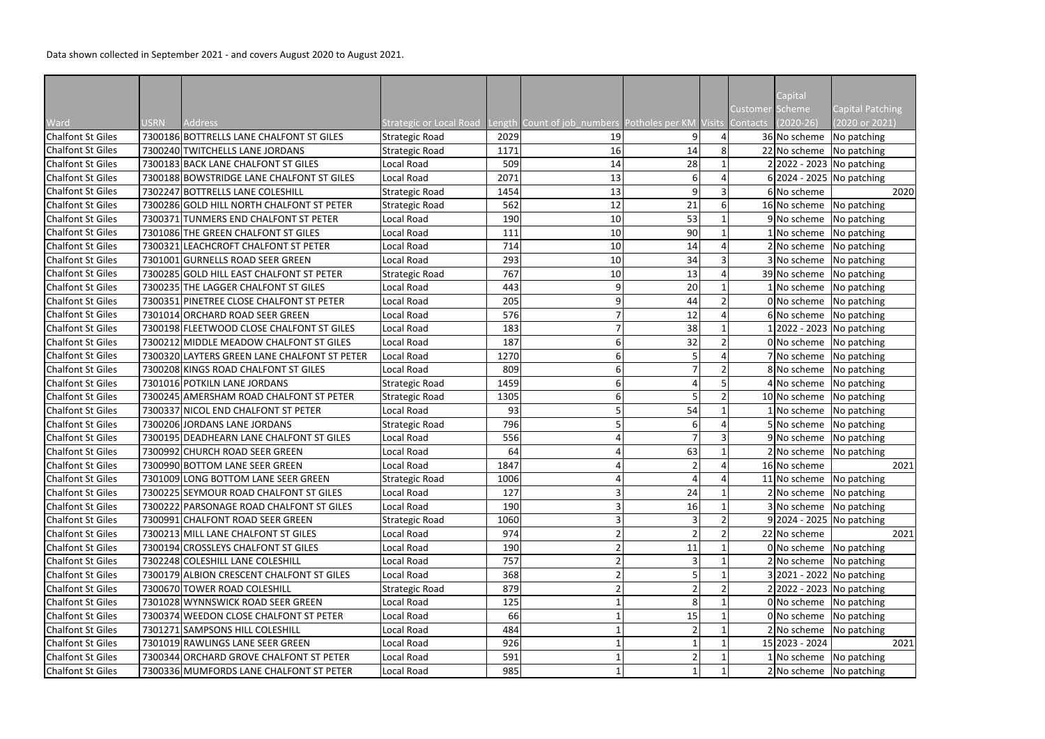Data shown collected in September 2021 - and covers August 2020 to August 2021.

| Ward | USRN | Address | Strategic or Local Road | Length | Count of job_numbers | Potholes per KM | Visits | Customer Contacts | Capital Scheme (2020-26) | Capital Patching (2020 or 2021) |
|---|---|---|---|---|---|---|---|---|---|---|
| Chalfont St Giles | 7300186 | BOTTRELLS LANE CHALFONT ST GILES | Strategic Road | 2029 | 19 | 9 | 4 | 36 | No scheme | No patching |
| Chalfont St Giles | 7300240 | TWITCHELLS LANE JORDANS | Strategic Road | 1171 | 16 | 14 | 8 | 22 | No scheme | No patching |
| Chalfont St Giles | 7300183 | BACK LANE CHALFONT ST GILES | Local Road | 509 | 14 | 28 | 1 | 2 | 2022 - 2023 | No patching |
| Chalfont St Giles | 7300188 | BOWSTRIDGE LANE CHALFONT ST GILES | Local Road | 2071 | 13 | 6 | 4 | 6 | 2024 - 2025 | No patching |
| Chalfont St Giles | 7302247 | BOTTRELLS LANE COLESHILL | Strategic Road | 1454 | 13 | 9 | 3 | 6 | No scheme | 2020 |
| Chalfont St Giles | 7300286 | GOLD HILL NORTH CHALFONT ST PETER | Strategic Road | 562 | 12 | 21 | 6 | 16 | No scheme | No patching |
| Chalfont St Giles | 7300371 | TUNMERS END CHALFONT ST PETER | Local Road | 190 | 10 | 53 | 1 | 9 | No scheme | No patching |
| Chalfont St Giles | 7301086 | THE GREEN CHALFONT ST GILES | Local Road | 111 | 10 | 90 | 1 | 1 | No scheme | No patching |
| Chalfont St Giles | 7300321 | LEACHCROFT CHALFONT ST PETER | Local Road | 714 | 10 | 14 | 4 | 2 | No scheme | No patching |
| Chalfont St Giles | 7301001 | GURNELLS ROAD SEER GREEN | Local Road | 293 | 10 | 34 | 3 | 3 | No scheme | No patching |
| Chalfont St Giles | 7300285 | GOLD HILL EAST CHALFONT ST PETER | Strategic Road | 767 | 10 | 13 | 4 | 39 | No scheme | No patching |
| Chalfont St Giles | 7300235 | THE LAGGER CHALFONT ST GILES | Local Road | 443 | 9 | 20 | 1 | 1 | No scheme | No patching |
| Chalfont St Giles | 7300351 | PINETREE CLOSE CHALFONT ST PETER | Local Road | 205 | 9 | 44 | 2 | 0 | No scheme | No patching |
| Chalfont St Giles | 7301014 | ORCHARD ROAD SEER GREEN | Local Road | 576 | 7 | 12 | 4 | 6 | No scheme | No patching |
| Chalfont St Giles | 7300198 | FLEETWOOD CLOSE CHALFONT ST GILES | Local Road | 183 | 7 | 38 | 1 | 1 | 2022 - 2023 | No patching |
| Chalfont St Giles | 7300212 | MIDDLE MEADOW CHALFONT ST GILES | Local Road | 187 | 6 | 32 | 2 | 0 | No scheme | No patching |
| Chalfont St Giles | 7300320 | LAYTERS GREEN LANE CHALFONT ST PETER | Local Road | 1270 | 6 | 5 | 4 | 7 | No scheme | No patching |
| Chalfont St Giles | 7300208 | KINGS ROAD CHALFONT ST GILES | Local Road | 809 | 6 | 7 | 2 | 8 | No scheme | No patching |
| Chalfont St Giles | 7301016 | POTKILN LANE JORDANS | Strategic Road | 1459 | 6 | 4 | 5 | 4 | No scheme | No patching |
| Chalfont St Giles | 7300245 | AMERSHAM ROAD CHALFONT ST PETER | Strategic Road | 1305 | 6 | 5 | 2 | 10 | No scheme | No patching |
| Chalfont St Giles | 7300337 | NICOL END CHALFONT ST PETER | Local Road | 93 | 5 | 54 | 1 | 1 | No scheme | No patching |
| Chalfont St Giles | 7300206 | JORDANS LANE JORDANS | Strategic Road | 796 | 5 | 6 | 4 | 5 | No scheme | No patching |
| Chalfont St Giles | 7300195 | DEADHEARN LANE CHALFONT ST GILES | Local Road | 556 | 4 | 7 | 3 | 9 | No scheme | No patching |
| Chalfont St Giles | 7300992 | CHURCH ROAD SEER GREEN | Local Road | 64 | 4 | 63 | 1 | 2 | No scheme | No patching |
| Chalfont St Giles | 7300990 | BOTTOM LANE SEER GREEN | Local Road | 1847 | 4 | 2 | 4 | 16 | No scheme | 2021 |
| Chalfont St Giles | 7301009 | LONG BOTTOM LANE SEER GREEN | Strategic Road | 1006 | 4 | 4 | 4 | 11 | No scheme | No patching |
| Chalfont St Giles | 7300225 | SEYMOUR ROAD CHALFONT ST GILES | Local Road | 127 | 3 | 24 | 1 | 2 | No scheme | No patching |
| Chalfont St Giles | 7300222 | PARSONAGE ROAD CHALFONT ST GILES | Local Road | 190 | 3 | 16 | 1 | 3 | No scheme | No patching |
| Chalfont St Giles | 7300991 | CHALFONT ROAD SEER GREEN | Strategic Road | 1060 | 3 | 3 | 2 | 9 | 2024 - 2025 | No patching |
| Chalfont St Giles | 7300213 | MILL LANE CHALFONT ST GILES | Local Road | 974 | 2 | 2 | 2 | 22 | No scheme | 2021 |
| Chalfont St Giles | 7300194 | CROSSLEYS CHALFONT ST GILES | Local Road | 190 | 2 | 11 | 1 | 0 | No scheme | No patching |
| Chalfont St Giles | 7302248 | COLESHILL LANE COLESHILL | Local Road | 757 | 2 | 3 | 1 | 2 | No scheme | No patching |
| Chalfont St Giles | 7300179 | ALBION CRESCENT CHALFONT ST GILES | Local Road | 368 | 2 | 5 | 1 | 3 | 2021 - 2022 | No patching |
| Chalfont St Giles | 7300670 | TOWER ROAD COLESHILL | Strategic Road | 879 | 2 | 2 | 2 | 2 | 2022 - 2023 | No patching |
| Chalfont St Giles | 7301028 | WYNNSWICK ROAD SEER GREEN | Local Road | 125 | 1 | 8 | 1 | 0 | No scheme | No patching |
| Chalfont St Giles | 7300374 | WEEDON CLOSE CHALFONT ST PETER | Local Road | 66 | 1 | 15 | 1 | 0 | No scheme | No patching |
| Chalfont St Giles | 7301271 | SAMPSONS HILL COLESHILL | Local Road | 484 | 1 | 2 | 1 | 2 | No scheme | No patching |
| Chalfont St Giles | 7301019 | RAWLINGS LANE SEER GREEN | Local Road | 926 | 1 | 1 | 1 | 15 | 2023 - 2024 | 2021 |
| Chalfont St Giles | 7300344 | ORCHARD GROVE CHALFONT ST PETER | Local Road | 591 | 1 | 2 | 1 | 1 | No scheme | No patching |
| Chalfont St Giles | 7300336 | MUMFORDS LANE CHALFONT ST PETER | Local Road | 985 | 1 | 1 | 1 | 2 | No scheme | No patching |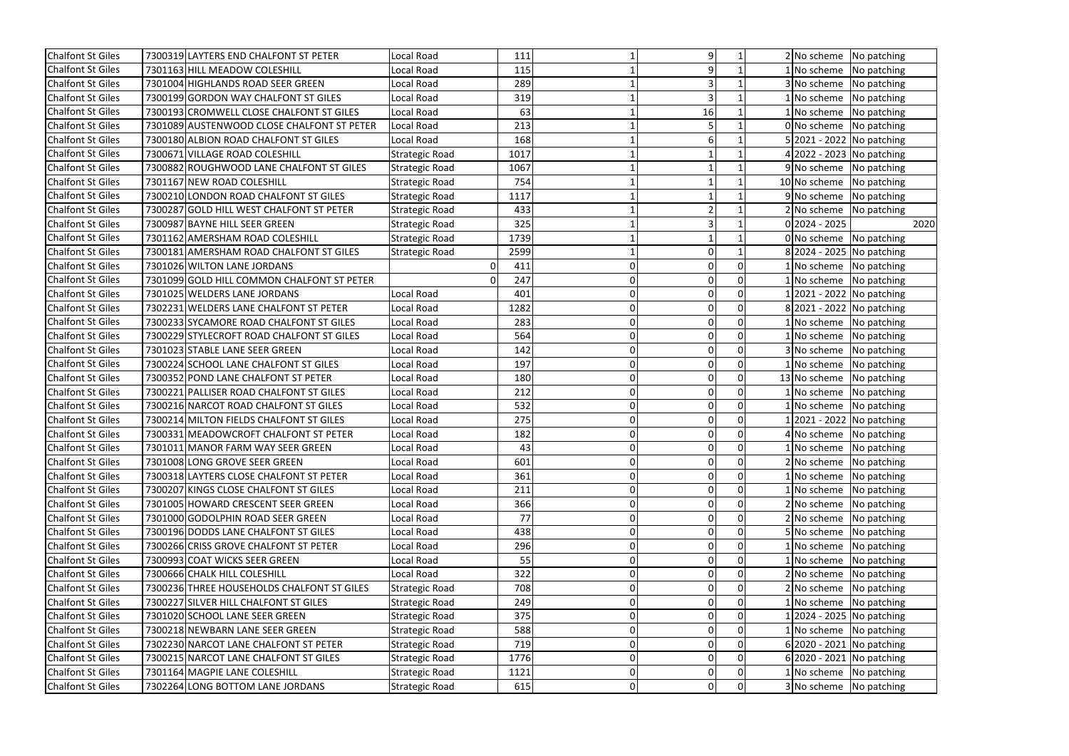| | | | | | | | | | | |
|---|---|---|---|---|---|---|---|---|---|---|
| Chalfont St Giles | 7300319 | LAYTERS END CHALFONT ST PETER | Local Road | 111 | 1 | 9 | 1 | 2 | No scheme | No patching |
| Chalfont St Giles | 7301163 | HILL MEADOW COLESHILL | Local Road | 115 | 1 | 9 | 1 | 1 | No scheme | No patching |
| Chalfont St Giles | 7301004 | HIGHLANDS ROAD SEER GREEN | Local Road | 289 | 1 | 3 | 1 | 3 | No scheme | No patching |
| Chalfont St Giles | 7300199 | GORDON WAY CHALFONT ST GILES | Local Road | 319 | 1 | 3 | 1 | 1 | No scheme | No patching |
| Chalfont St Giles | 7300193 | CROMWELL CLOSE CHALFONT ST GILES | Local Road | 63 | 1 | 16 | 1 | 1 | No scheme | No patching |
| Chalfont St Giles | 7301089 | AUSTENWOOD CLOSE CHALFONT ST PETER | Local Road | 213 | 1 | 5 | 1 | 0 | No scheme | No patching |
| Chalfont St Giles | 7300180 | ALBION ROAD CHALFONT ST GILES | Local Road | 168 | 1 | 6 | 1 | 5 | 2021 - 2022 | No patching |
| Chalfont St Giles | 7300671 | VILLAGE ROAD COLESHILL | Strategic Road | 1017 | 1 | 1 | 1 | 4 | 2022 - 2023 | No patching |
| Chalfont St Giles | 7300882 | ROUGHWOOD LANE CHALFONT ST GILES | Strategic Road | 1067 | 1 | 1 | 1 | 9 | No scheme | No patching |
| Chalfont St Giles | 7301167 | NEW ROAD COLESHILL | Strategic Road | 754 | 1 | 1 | 1 | 10 | No scheme | No patching |
| Chalfont St Giles | 7300210 | LONDON ROAD CHALFONT ST GILES | Strategic Road | 1117 | 1 | 1 | 1 | 9 | No scheme | No patching |
| Chalfont St Giles | 7300287 | GOLD HILL WEST CHALFONT ST PETER | Strategic Road | 433 | 1 | 2 | 1 | 2 | No scheme | No patching |
| Chalfont St Giles | 7300987 | BAYNE HILL SEER GREEN | Strategic Road | 325 | 1 | 3 | 1 | 0 | 2024 - 2025 | 2020 |
| Chalfont St Giles | 7301162 | AMERSHAM ROAD COLESHILL | Strategic Road | 1739 | 1 | 1 | 1 | 0 | No scheme | No patching |
| Chalfont St Giles | 7300181 | AMERSHAM ROAD CHALFONT ST GILES | Strategic Road | 2599 | 1 | 0 | 1 | 8 | 2024 - 2025 | No patching |
| Chalfont St Giles | 7301026 | WILTON LANE JORDANS | 0 | 411 | 0 | 0 | 0 | 1 | No scheme | No patching |
| Chalfont St Giles | 7301099 | GOLD HILL COMMON CHALFONT ST PETER | 0 | 247 | 0 | 0 | 0 | 1 | No scheme | No patching |
| Chalfont St Giles | 7301025 | WELDERS LANE JORDANS | Local Road | 401 | 0 | 0 | 0 | 1 | 2021 - 2022 | No patching |
| Chalfont St Giles | 7302231 | WELDERS LANE CHALFONT ST PETER | Local Road | 1282 | 0 | 0 | 0 | 8 | 2021 - 2022 | No patching |
| Chalfont St Giles | 7300233 | SYCAMORE ROAD CHALFONT ST GILES | Local Road | 283 | 0 | 0 | 0 | 1 | No scheme | No patching |
| Chalfont St Giles | 7300229 | STYLECROFT ROAD CHALFONT ST GILES | Local Road | 564 | 0 | 0 | 0 | 1 | No scheme | No patching |
| Chalfont St Giles | 7301023 | STABLE LANE SEER GREEN | Local Road | 142 | 0 | 0 | 0 | 3 | No scheme | No patching |
| Chalfont St Giles | 7300224 | SCHOOL LANE CHALFONT ST GILES | Local Road | 197 | 0 | 0 | 0 | 1 | No scheme | No patching |
| Chalfont St Giles | 7300352 | POND LANE CHALFONT ST PETER | Local Road | 180 | 0 | 0 | 0 | 13 | No scheme | No patching |
| Chalfont St Giles | 7300221 | PALLISER ROAD CHALFONT ST GILES | Local Road | 212 | 0 | 0 | 0 | 1 | No scheme | No patching |
| Chalfont St Giles | 7300216 | NARCOT ROAD CHALFONT ST GILES | Local Road | 532 | 0 | 0 | 0 | 1 | No scheme | No patching |
| Chalfont St Giles | 7300214 | MILTON FIELDS CHALFONT ST GILES | Local Road | 275 | 0 | 0 | 0 | 1 | 2021 - 2022 | No patching |
| Chalfont St Giles | 7300331 | MEADOWCROFT CHALFONT ST PETER | Local Road | 182 | 0 | 0 | 0 | 4 | No scheme | No patching |
| Chalfont St Giles | 7301011 | MANOR FARM WAY SEER GREEN | Local Road | 43 | 0 | 0 | 0 | 1 | No scheme | No patching |
| Chalfont St Giles | 7301008 | LONG GROVE SEER GREEN | Local Road | 601 | 0 | 0 | 0 | 2 | No scheme | No patching |
| Chalfont St Giles | 7300318 | LAYTERS CLOSE CHALFONT ST PETER | Local Road | 361 | 0 | 0 | 0 | 1 | No scheme | No patching |
| Chalfont St Giles | 7300207 | KINGS CLOSE CHALFONT ST GILES | Local Road | 211 | 0 | 0 | 0 | 1 | No scheme | No patching |
| Chalfont St Giles | 7301005 | HOWARD CRESCENT SEER GREEN | Local Road | 366 | 0 | 0 | 0 | 2 | No scheme | No patching |
| Chalfont St Giles | 7301000 | GODOLPHIN ROAD SEER GREEN | Local Road | 77 | 0 | 0 | 0 | 2 | No scheme | No patching |
| Chalfont St Giles | 7300196 | DODDS LANE CHALFONT ST GILES | Local Road | 438 | 0 | 0 | 0 | 5 | No scheme | No patching |
| Chalfont St Giles | 7300266 | CRISS GROVE CHALFONT ST PETER | Local Road | 296 | 0 | 0 | 0 | 1 | No scheme | No patching |
| Chalfont St Giles | 7300993 | COAT WICKS SEER GREEN | Local Road | 55 | 0 | 0 | 0 | 1 | No scheme | No patching |
| Chalfont St Giles | 7300666 | CHALK HILL COLESHILL | Local Road | 322 | 0 | 0 | 0 | 2 | No scheme | No patching |
| Chalfont St Giles | 7300236 | THREE HOUSEHOLDS CHALFONT ST GILES | Strategic Road | 708 | 0 | 0 | 0 | 2 | No scheme | No patching |
| Chalfont St Giles | 7300227 | SILVER HILL CHALFONT ST GILES | Strategic Road | 249 | 0 | 0 | 0 | 1 | No scheme | No patching |
| Chalfont St Giles | 7301020 | SCHOOL LANE SEER GREEN | Strategic Road | 375 | 0 | 0 | 0 | 1 | 2024 - 2025 | No patching |
| Chalfont St Giles | 7300218 | NEWBARN LANE SEER GREEN | Strategic Road | 588 | 0 | 0 | 0 | 1 | No scheme | No patching |
| Chalfont St Giles | 7302230 | NARCOT LANE CHALFONT ST PETER | Strategic Road | 719 | 0 | 0 | 0 | 6 | 2020 - 2021 | No patching |
| Chalfont St Giles | 7300215 | NARCOT LANE CHALFONT ST GILES | Strategic Road | 1776 | 0 | 0 | 0 | 6 | 2020 - 2021 | No patching |
| Chalfont St Giles | 7301164 | MAGPIE LANE COLESHILL | Strategic Road | 1121 | 0 | 0 | 0 | 1 | No scheme | No patching |
| Chalfont St Giles | 7302264 | LONG BOTTOM LANE JORDANS | Strategic Road | 615 | 0 | 0 | 0 | 3 | No scheme | No patching |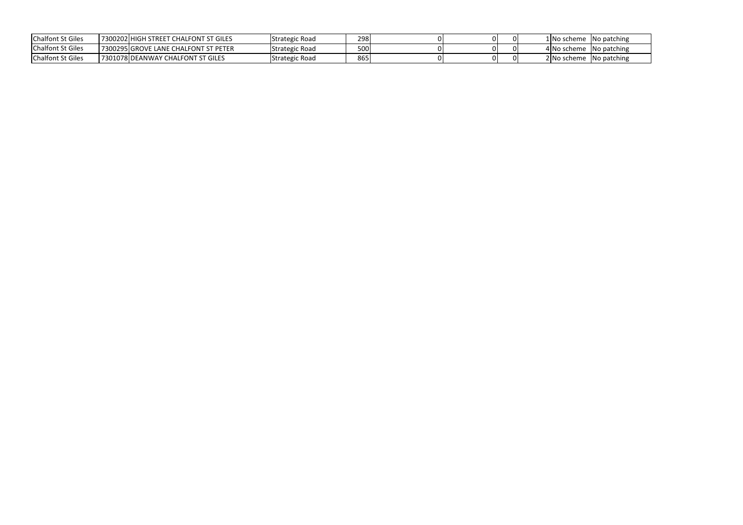| | | | | | | | | | | |
|---|---|---|---|---|---|---|---|---|---|---|
| Chalfont St Giles | 7300202 | HIGH STREET CHALFONT ST GILES | Strategic Road | 298 | 0 | 0 | 0 | 1 | No scheme | No patching |
| Chalfont St Giles | 7300295 | GROVE LANE CHALFONT ST PETER | Strategic Road | 500 | 0 | 0 | 0 | 4 | No scheme | No patching |
| Chalfont St Giles | 7301078 | DEANWAY CHALFONT ST GILES | Strategic Road | 865 | 0 | 0 | 0 | 2 | No scheme | No patching |